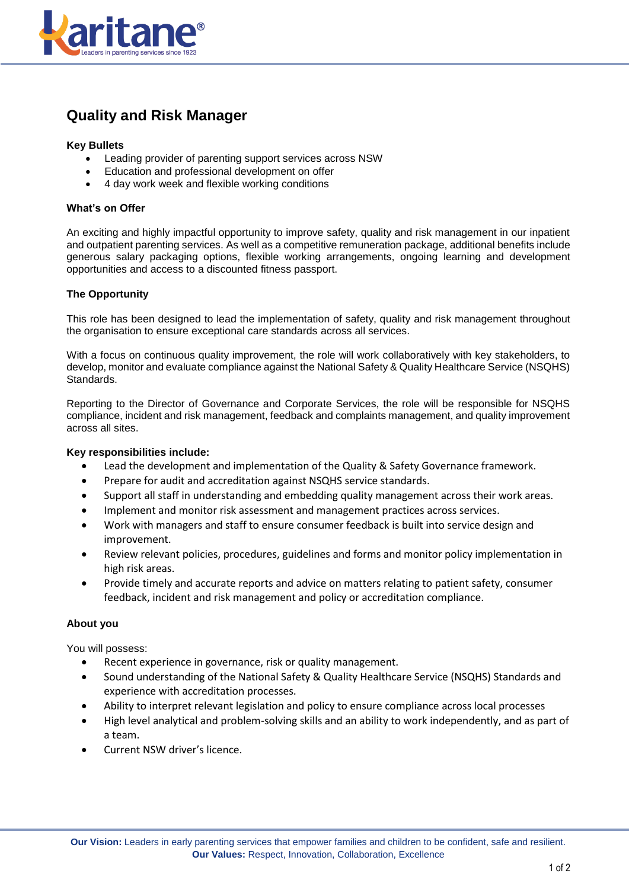# Quality and Risk Manager

**Key Bullets**

- Leading provider of parenting support services across NSW
- Education and professional development on offer
- 4 day work week and flexible working conditions

**What's on Offer**

An exciting and highly impactful opportunity to improve safety, quality and risk management in our inpatient and outpatient parenting services. As well as a competitive remuneration package, additional benefits include generous salary packaging options, flexible working arrangements, ongoing learning and development opportunities and access to a discounted fitness passport.

**The Opportunity**

This role has been designed to lead the implementation of safety, quality and risk management throughout the organisation to ensure exceptional care standards across all services.

With a focus on continuous quality improvement, the role will work collaboratively with key stakeholders, to develop, monitor and evaluate compliance against the National Safety & Quality Healthcare Service (NSQHS) Standards.

Reporting to the Director of Governance and Corporate Services, the role will be responsible for NSQHS compliance, incident and risk management, feedback and complaints management, and quality improvement across all sites.

**Key responsibilities include:**

- Lead the development and implementation of the Quality & Safety Governance framework.
- Prepare for audit and accreditation against NSQHS service standards.
- Support all staff in understanding and embedding quality management across their work areas.
- Implement and monitor risk assessment and management practices across services.
- Work with managers and staff to ensure consumer feedback is built into service design and improvement.
- Review relevant policies, procedures, guidelines and forms and monitor policy implementation in high risk areas.
- Provide timely and accurate reports and advice on matters relating to patient safety, consumer feedback, incident and risk management and policy or accreditation compliance.

**About you**

You will possess:

- Recent experience in governance, risk or quality management.
- Sound understanding of the National Safety & Quality Healthcare Service (NSQHS) Standards and experience with accreditation processes.
- Ability to interpret relevant legislation and policy to ensure compliance across local processes
- High level analytical and problem-solving skills and an ability to work independently, and as part of a team.
- Current NSW driver's licence.

**Our Vision:** Leaders in early parenting services that empower families and children to be confident, safe and resilient.
**Our Values:** Respect, Innovation, Collaboration, Excellence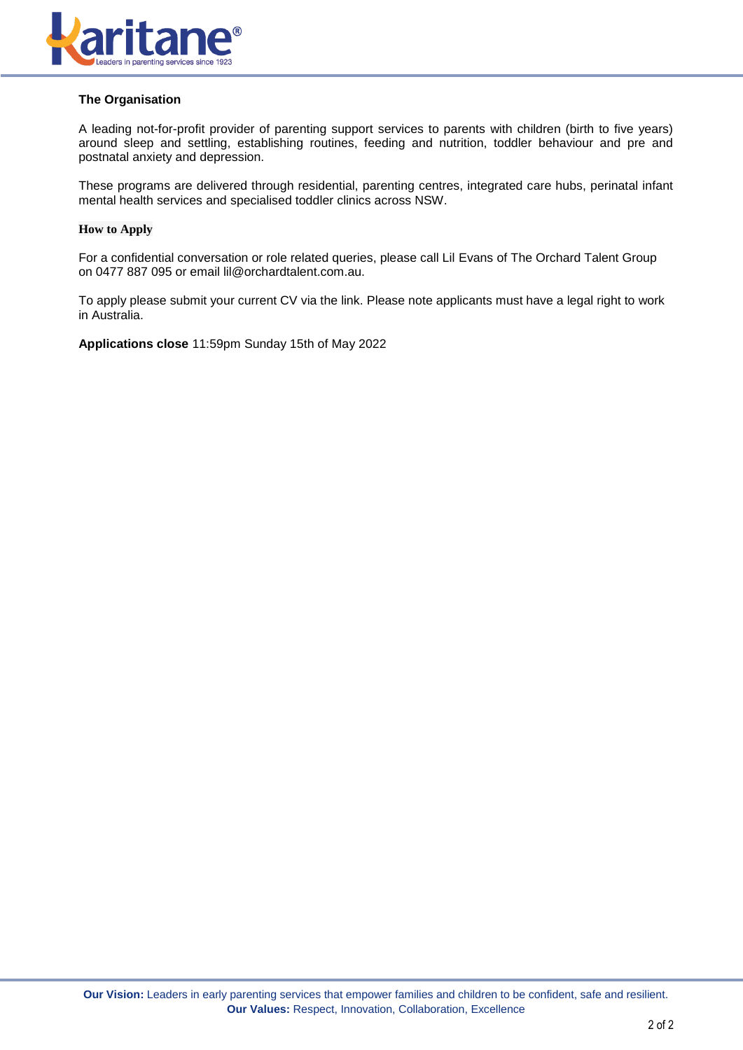**The Organisation**

A leading not-for-profit provider of parenting support services to parents with children (birth to five years) around sleep and settling, establishing routines, feeding and nutrition, toddler behaviour and pre and postnatal anxiety and depression.

These programs are delivered through residential, parenting centres, integrated care hubs, perinatal infant mental health services and specialised toddler clinics across NSW.

**How to Apply**

For a confidential conversation or role related queries, please call Lil Evans of The Orchard Talent Group on 0477 887 095 or email lil@orchardtalent.com.au.

To apply please submit your current CV via the link. Please note applicants must have a legal right to work in Australia.

**Applications close** 11:59pm Sunday 15th of May 2022

**Our Vision:** Leaders in early parenting services that empower families and children to be confident, safe and resilient.
**Our Values:** Respect, Innovation, Collaboration, Excellence